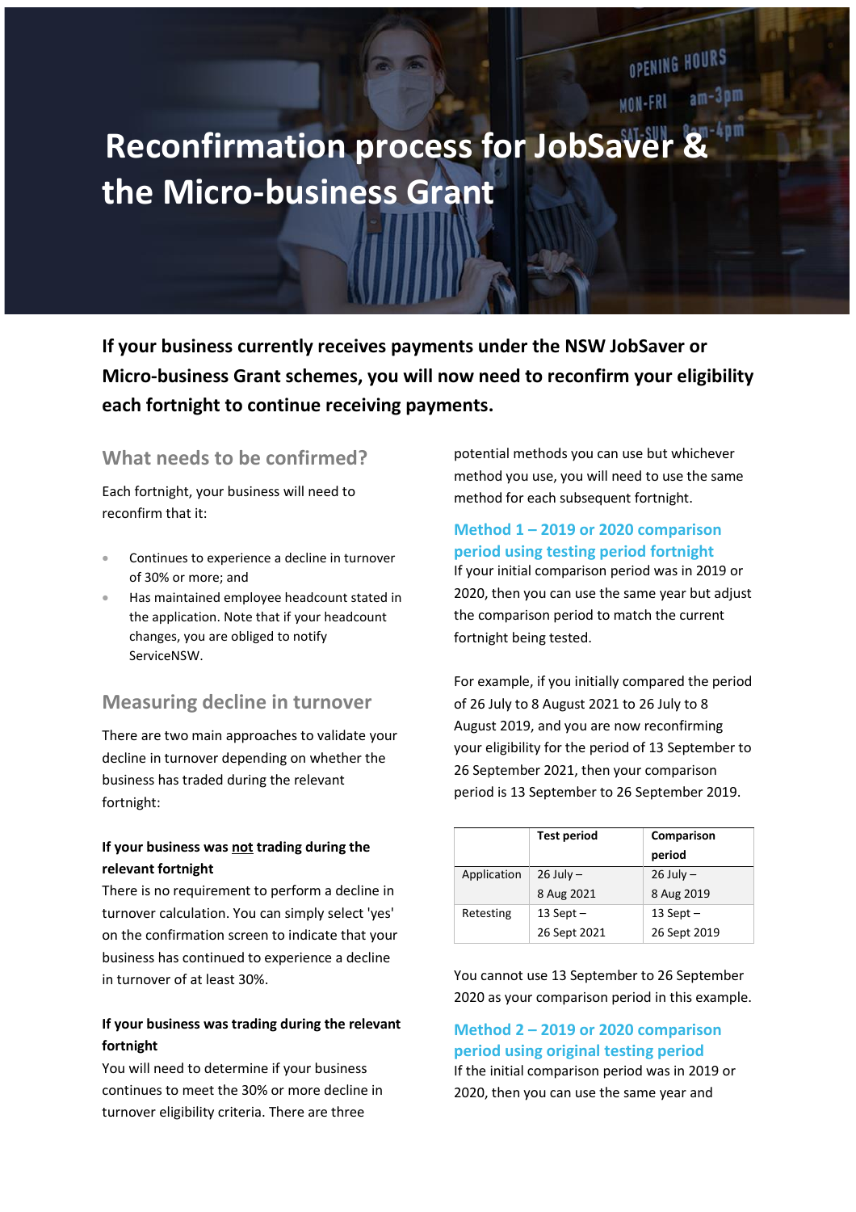# Reconfirmation process for JobSaver & the Micro-business Grant

**If your business currently receives payments under the NSW JobSaver or Micro-business Grant schemes, you will now need to reconfirm your eligibility each fortnight to continue receiving payments.**

## What needs to be confirmed?

Each fortnight, your business will need to reconfirm that it:

- Continues to experience a decline in turnover of 30% or more; and
- Has maintained employee headcount stated in the application. Note that if your headcount changes, you are obliged to notify ServiceNSW.

## Measuring decline in turnover

There are two main approaches to validate your decline in turnover depending on whether the business has traded during the relevant fortnight:

**If your business was not trading during the relevant fortnight**
There is no requirement to perform a decline in turnover calculation. You can simply select 'yes' on the confirmation screen to indicate that your business has continued to experience a decline in turnover of at least 30%.

**If your business was trading during the relevant fortnight**
You will need to determine if your business continues to meet the 30% or more decline in turnover eligibility criteria. There are three potential methods you can use but whichever method you use, you will need to use the same method for each subsequent fortnight.

### Method 1 – 2019 or 2020 comparison period using testing period fortnight

If your initial comparison period was in 2019 or 2020, then you can use the same year but adjust the comparison period to match the current fortnight being tested.

For example, if you initially compared the period of 26 July to 8 August 2021 to 26 July to 8 August 2019, and you are now reconfirming your eligibility for the period of 13 September to 26 September 2021, then your comparison period is 13 September to 26 September 2019.

| | Test period | Comparison period |
|---|---|---|
| Application | 26 July – 8 Aug 2021 | 26 July – 8 Aug 2019 |
| Retesting | 13 Sept – 26 Sept 2021 | 13 Sept – 26 Sept 2019 |

You cannot use 13 September to 26 September 2020 as your comparison period in this example.

### Method 2 – 2019 or 2020 comparison period using original testing period

If the initial comparison period was in 2019 or 2020, then you can use the same year and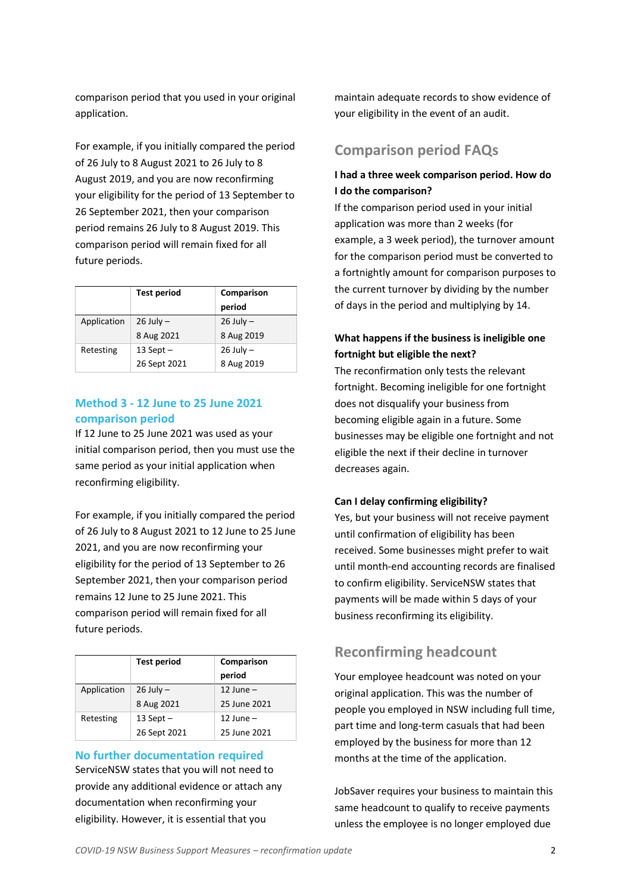comparison period that you used in your original application.

For example, if you initially compared the period of 26 July to 8 August 2021 to 26 July to 8 August 2019, and you are now reconfirming your eligibility for the period of 13 September to 26 September 2021, then your comparison period remains 26 July to 8 August 2019. This comparison period will remain fixed for all future periods.

| | Test period | Comparison period |
|---|---|---|
| Application | 26 July – 8 Aug 2021 | 26 July – 8 Aug 2019 |
| Retesting | 13 Sept – 26 Sept 2021 | 26 July – 8 Aug 2019 |

## Method 3 - 12 June to 25 June 2021 comparison period

If 12 June to 25 June 2021 was used as your initial comparison period, then you must use the same period as your initial application when reconfirming eligibility.

For example, if you initially compared the period of 26 July to 8 August 2021 to 12 June to 25 June 2021, and you are now reconfirming your eligibility for the period of 13 September to 26 September 2021, then your comparison period remains 12 June to 25 June 2021. This comparison period will remain fixed for all future periods.

| | Test period | Comparison period |
|---|---|---|
| Application | 26 July – 8 Aug 2021 | 12 June – 25 June 2021 |
| Retesting | 13 Sept – 26 Sept 2021 | 12 June – 25 June 2021 |

## No further documentation required

ServiceNSW states that you will not need to provide any additional evidence or attach any documentation when reconfirming your eligibility. However, it is essential that you maintain adequate records to show evidence of your eligibility in the event of an audit.

## Comparison period FAQs

**I had a three week comparison period. How do I do the comparison?**

If the comparison period used in your initial application was more than 2 weeks (for example, a 3 week period), the turnover amount for the comparison period must be converted to a fortnightly amount for comparison purposes to the current turnover by dividing by the number of days in the period and multiplying by 14.

**What happens if the business is ineligible one fortnight but eligible the next?**

The reconfirmation only tests the relevant fortnight. Becoming ineligible for one fortnight does not disqualify your business from becoming eligible again in a future. Some businesses may be eligible one fortnight and not eligible the next if their decline in turnover decreases again.

**Can I delay confirming eligibility?**

Yes, but your business will not receive payment until confirmation of eligibility has been received. Some businesses might prefer to wait until month-end accounting records are finalised to confirm eligibility. ServiceNSW states that payments will be made within 5 days of your business reconfirming its eligibility.

## Reconfirming headcount

Your employee headcount was noted on your original application. This was the number of people you employed in NSW including full time, part time and long-term casuals that had been employed by the business for more than 12 months at the time of the application.

JobSaver requires your business to maintain this same headcount to qualify to receive payments unless the employee is no longer employed due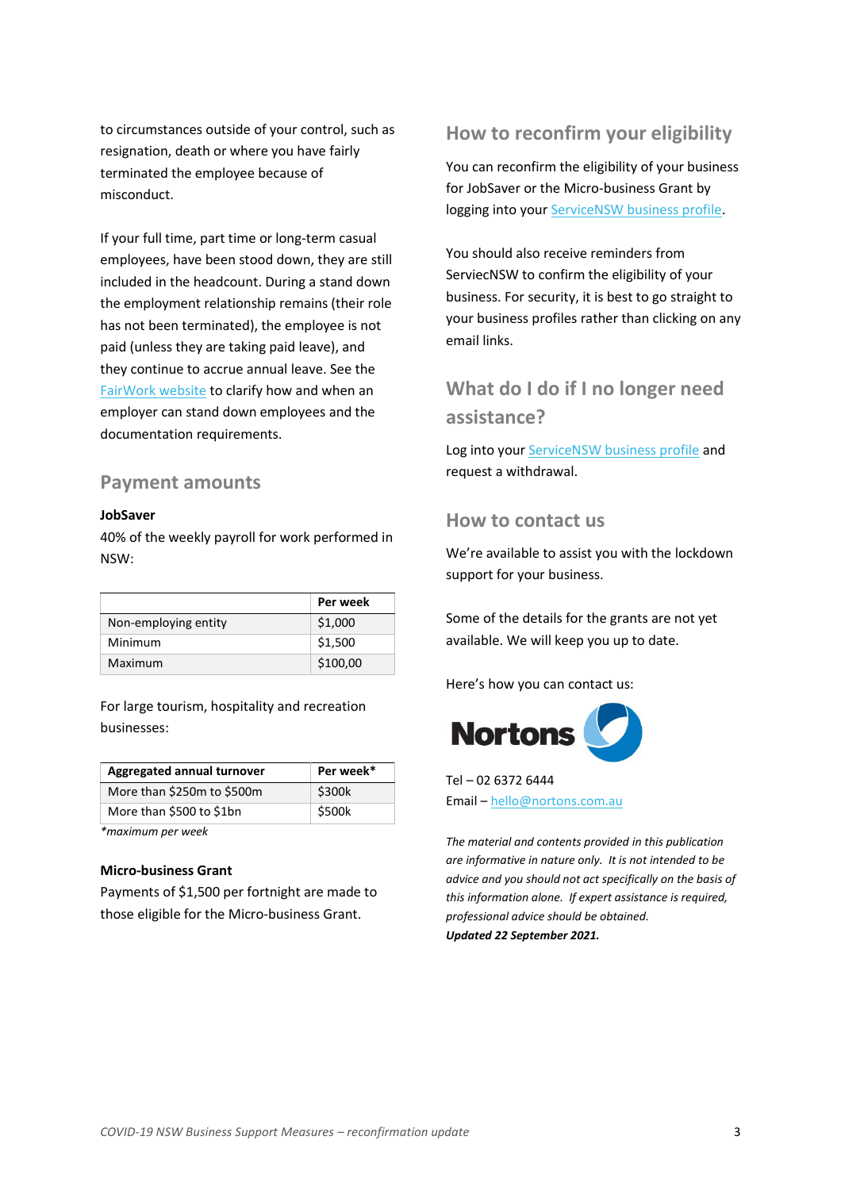to circumstances outside of your control, such as resignation, death or where you have fairly terminated the employee because of misconduct.

If your full time, part time or long-term casual employees, have been stood down, they are still included in the headcount. During a stand down the employment relationship remains (their role has not been terminated), the employee is not paid (unless they are taking paid leave), and they continue to accrue annual leave. See the FairWork website to clarify how and when an employer can stand down employees and the documentation requirements.

## Payment amounts

**JobSaver**

40% of the weekly payroll for work performed in NSW:

| | Per week |
|---|---|
| Non-employing entity | $1,000 |
| Minimum | $1,500 |
| Maximum | $100,00 |

For large tourism, hospitality and recreation businesses:

| Aggregated annual turnover | Per week* |
|---|---|
| More than $250m to $500m | $300k |
| More than $500 to $1bn | $500k |

*\*maximum per week*

**Micro-business Grant**

Payments of $1,500 per fortnight are made to those eligible for the Micro-business Grant.

## How to reconfirm your eligibility

You can reconfirm the eligibility of your business for JobSaver or the Micro-business Grant by logging into your ServiceNSW business profile.

You should also receive reminders from ServiecNSW to confirm the eligibility of your business. For security, it is best to go straight to your business profiles rather than clicking on any email links.

## What do I do if I no longer need assistance?

Log into your ServiceNSW business profile and request a withdrawal.

## How to contact us

We're available to assist you with the lockdown support for your business.

Some of the details for the grants are not yet available. We will keep you up to date.

Here's how you can contact us:

Nortons

Tel – 02 6372 6444
Email – hello@nortons.com.au

*The material and contents provided in this publication are informative in nature only. It is not intended to be advice and you should not act specifically on the basis of this information alone. If expert assistance is required, professional advice should be obtained.*

***Updated 22 September 2021.***